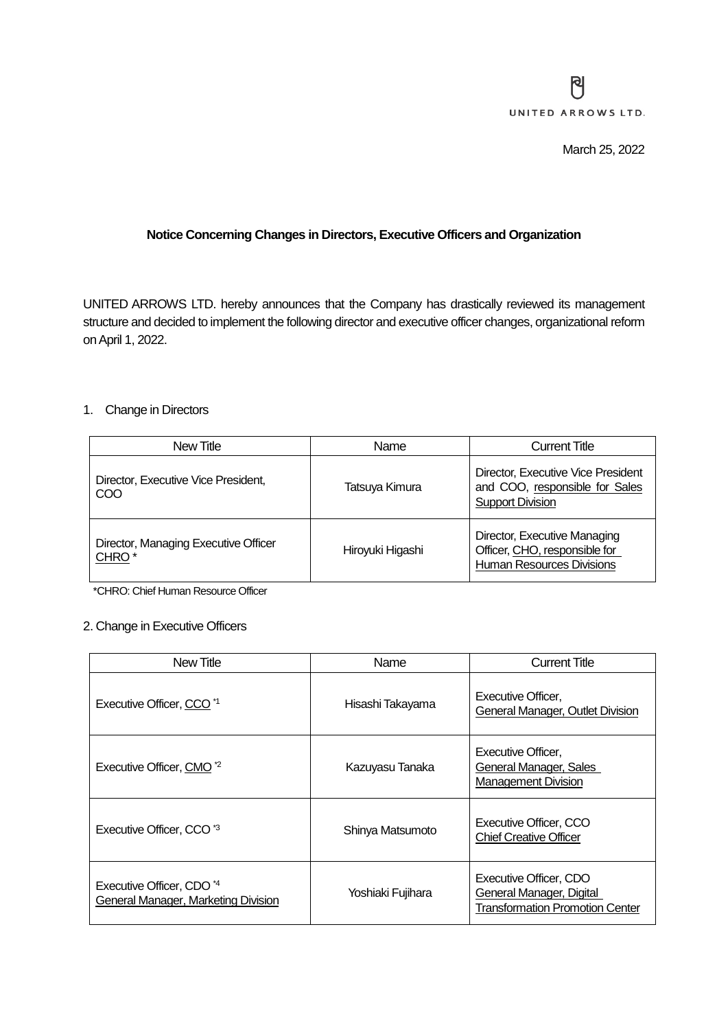UNITED ARROWS LTD.

March 25, 2022

**Notice Concerning Changes in Directors, Executive Officers and Organization**

UNITED ARROWS LTD. hereby announces that the Company has drastically reviewed its management structure and decided to implement the following director and executive officer changes, organizational reform on April 1, 2022.

1. Change in Directors

| New Title | Name | Current Title |
| --- | --- | --- |
| Director, Executive Vice President, COO | Tatsuya Kimura | Director, Executive Vice President and COO, responsible for Sales Support Division |
| Director, Managing Executive Officer CHRO * | Hiroyuki Higashi | Director, Executive Managing Officer, CHO, responsible for Human Resources Divisions |

*CHRO: Chief Human Resource Officer

2. Change in Executive Officers

| New Title | Name | Current Title |
| --- | --- | --- |
| Executive Officer, CCO *1 | Hisashi Takayama | Executive Officer, General Manager, Outlet Division |
| Executive Officer, CMO *2 | Kazuyasu Tanaka | Executive Officer, General Manager, Sales Management Division |
| Executive Officer, CCO *3 | Shinya Matsumoto | Executive Officer, CCO Chief Creative Officer |
| Executive Officer, CDO *4 General Manager, Marketing Division | Yoshiaki Fujihara | Executive Officer, CDO General Manager, Digital Transformation Promotion Center |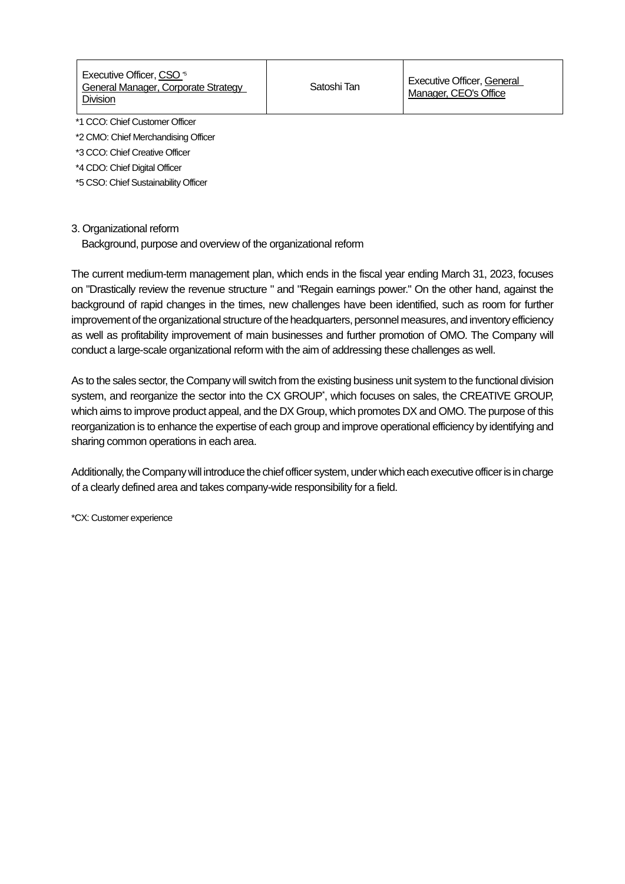| Executive Officer, CSO [*5] General Manager, Corporate Strategy Division | Satoshi Tan | Executive Officer, General Manager, CEO's Office |
|---|---|---|

*1 CCO: Chief Customer Officer

*2 CMO: Chief Merchandising Officer

*3 CCO: Chief Creative Officer

*4 CDO: Chief Digital Officer

*5 CSO: Chief Sustainability Officer

3. Organizational reform

Background, purpose and overview of the organizational reform

The current medium-term management plan, which ends in the fiscal year ending March 31, 2023, focuses on "Drastically review the revenue structure " and "Regain earnings power." On the other hand, against the background of rapid changes in the times, new challenges have been identified, such as room for further improvement of the organizational structure of the headquarters, personnel measures, and inventory efficiency as well as profitability improvement of main businesses and further promotion of OMO. The Company will conduct a large-scale organizational reform with the aim of addressing these challenges as well.

As to the sales sector, the Company will switch from the existing business unit system to the functional division system, and reorganize the sector into the CX GROUP[*], which focuses on sales, the CREATIVE GROUP, which aims to improve product appeal, and the DX Group, which promotes DX and OMO. The purpose of this reorganization is to enhance the expertise of each group and improve operational efficiency by identifying and sharing common operations in each area.

Additionally, the Company will introduce the chief officer system, under which each executive officer is in charge of a clearly defined area and takes company-wide responsibility for a field.

*CX: Customer experience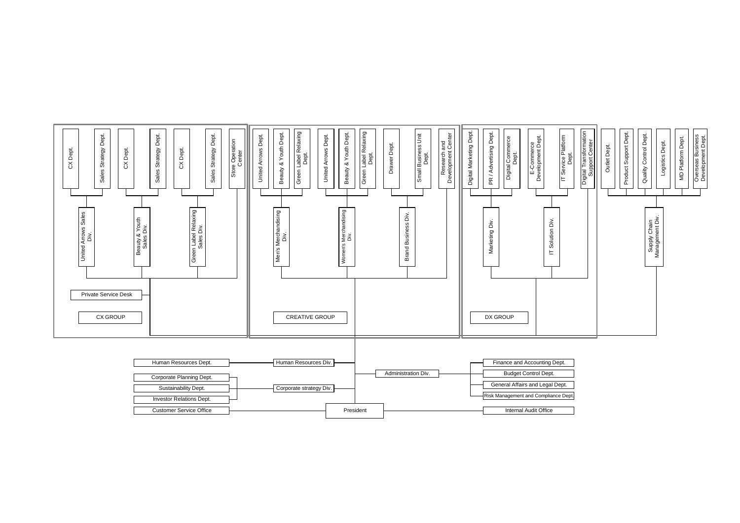CX GROUP

- Private Service Desk
- United Arrows Sales Div.
  - CX Dept.
  - Sales Strategy Dept.
- Beauty & Youth Sales Div.
  - CX Dept.
  - Sales Strategy Dept.
- Green Label Relaxing Sales Div.
  - CX Dept.
  - Sales Strategy Dept.
- Store Operation Center

CREATIVE GROUP

- Men's Merchandising Div.
  - United Arrows Dept.
  - Beauty & Youth Dept.
  - Green Label Relaxing Dept.
- Women's Merchandising Div.
  - United Arrows Dept.
  - Beauty & Youth Dept.
  - Green Label Relaxing Dept.
- Brand Business Div.
  - Drawer Dept.
  - Small Business Unit Dept.
- Research and Development Center

DX GROUP

- Marketing Div.
  - Digital Marketing Dept.
  - PR / Advertising Dept.
  - Digital Commerce Dept.
- IT Solution Div.
  - E-Commerce Development Dept.
  - IT Service Platform Dept.
- Digital Transformation Support Center

Supply Chain Management Div.

- Outlet Dept.
- Product Support Dept.
- Quality Control Dept.
- Logistics Dept.
- MD Platform Dept.
- Overseas Business Development Dept.

President

- Human Resources Div.
  - Human Resources Dept.
- Corporate strategy Div.
  - Corporate Planning Dept.
  - Sustainability Dept.
  - Investor Relations Dept.
- Customer Service Office
- Administration Div.
  - Finance and Accounting Dept.
  - Budget Control Dept.
  - General Affairs and Legal Dept.
  - Risk Management and Compliance Dept.
- Internal Audit Office